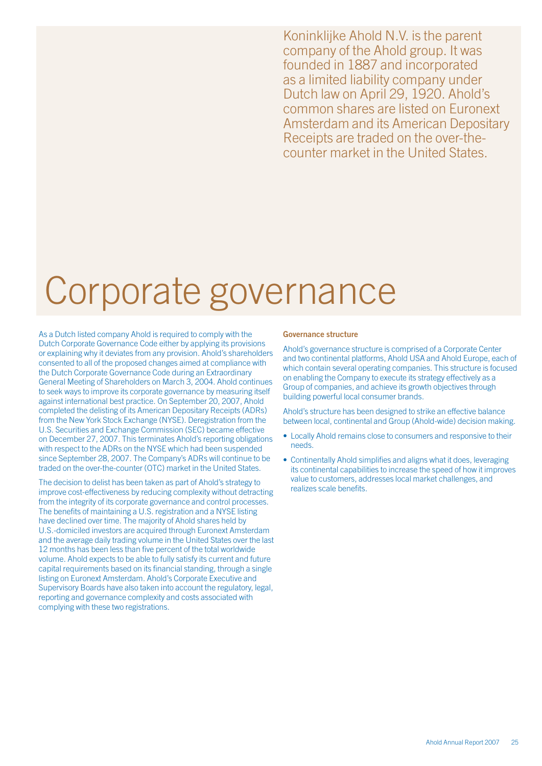Koninklijke Ahold N.V. is the parent company of the Ahold group. It was founded in 1887 and incorporated as a limited liability company under Dutch law on April 29, 1920. Ahold's common shares are listed on Euronext Amsterdam and its American Depositary Receipts are traded on the over-the-counter market in the United States.

# Corporate governance

As a Dutch listed company Ahold is required to comply with the Dutch Corporate Governance Code either by applying its provisions or explaining why it deviates from any provision. Ahold's shareholders consented to all of the proposed changes aimed at compliance with the Dutch Corporate Governance Code during an Extraordinary General Meeting of Shareholders on March 3, 2004. Ahold continues to seek ways to improve its corporate governance by measuring itself against international best practice. On September 20, 2007, Ahold completed the delisting of its American Depositary Receipts (ADRs) from the New York Stock Exchange (NYSE). Deregistration from the U.S. Securities and Exchange Commission (SEC) became effective on December 27, 2007. This terminates Ahold's reporting obligations with respect to the ADRs on the NYSE which had been suspended since September 28, 2007. The Company's ADRs will continue to be traded on the over-the-counter (OTC) market in the United States.

The decision to delist has been taken as part of Ahold's strategy to improve cost-effectiveness by reducing complexity without detracting from the integrity of its corporate governance and control processes. The benefits of maintaining a U.S. registration and a NYSE listing have declined over time. The majority of Ahold shares held by U.S.-domiciled investors are acquired through Euronext Amsterdam and the average daily trading volume in the United States over the last 12 months has been less than five percent of the total worldwide volume. Ahold expects to be able to fully satisfy its current and future capital requirements based on its financial standing, through a single listing on Euronext Amsterdam. Ahold's Corporate Executive and Supervisory Boards have also taken into account the regulatory, legal, reporting and governance complexity and costs associated with complying with these two registrations.

### Governance structure

Ahold's governance structure is comprised of a Corporate Center and two continental platforms, Ahold USA and Ahold Europe, each of which contain several operating companies. This structure is focused on enabling the Company to execute its strategy effectively as a Group of companies, and achieve its growth objectives through building powerful local consumer brands.

Ahold's structure has been designed to strike an effective balance between local, continental and Group (Ahold-wide) decision making.

- Locally Ahold remains close to consumers and responsive to their needs.
- Continentally Ahold simplifies and aligns what it does, leveraging its continental capabilities to increase the speed of how it improves value to customers, addresses local market challenges, and realizes scale benefits.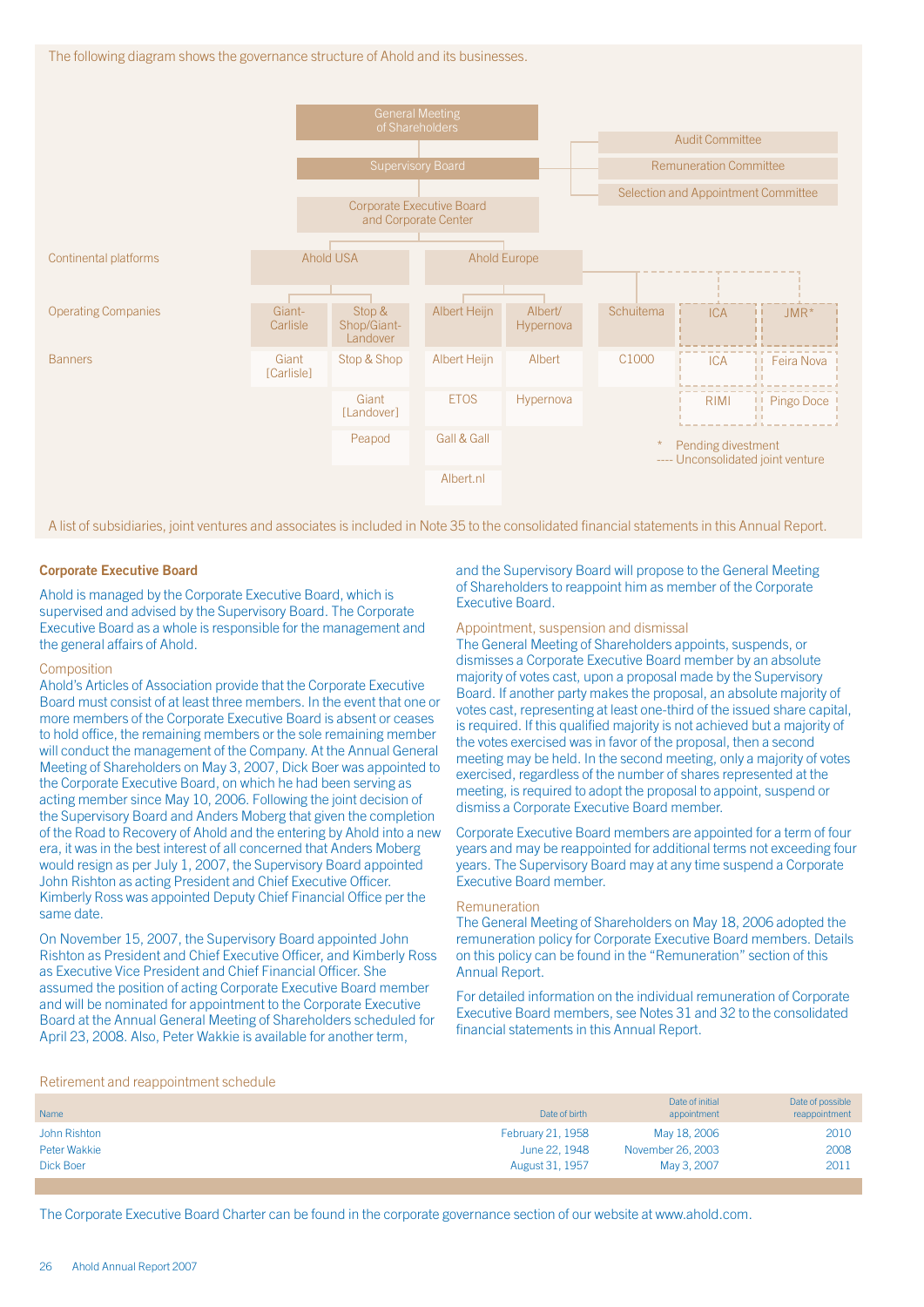The following diagram shows the governance structure of Ahold and its businesses.

- General Meeting of Shareholders
- Supervisory Board
  - Audit Committee
  - Remuneration Committee
  - Selection and Appointment Committee
- Corporate Executive Board and Corporate Center

| | Ahold USA | | Ahold Europe | | | | |
|---|---|---|---|---|---|---|---|
| **Continental platforms** | Ahold USA | | Ahold Europe | | | | |
| **Operating Companies** | Giant-Carlisle | Stop & Shop/Giant-Landover | Albert Heijn | Albert/Hypernova | Schuitema | ICA | JMR* |
| **Banners** | Giant [Carlisle] | Stop & Shop | Albert Heijn | Albert | C1000 | ICA | Feira Nova |
| | | Giant [Landover] | ETOS | Hypernova | | RIMI | Pingo Doce |
| | | Peapod | Gall & Gall | | | | |
| | | | Albert.nl | | | | |

\* Pending divestment
---- Unconsolidated joint venture

A list of subsidiaries, joint ventures and associates is included in Note 35 to the consolidated financial statements in this Annual Report.

## Corporate Executive Board

Ahold is managed by the Corporate Executive Board, which is supervised and advised by the Supervisory Board. The Corporate Executive Board as a whole is responsible for the management and the general affairs of Ahold.

### Composition

Ahold's Articles of Association provide that the Corporate Executive Board must consist of at least three members. In the event that one or more members of the Corporate Executive Board is absent or ceases to hold office, the remaining members or the sole remaining member will conduct the management of the Company. At the Annual General Meeting of Shareholders on May 3, 2007, Dick Boer was appointed to the Corporate Executive Board, on which he had been serving as acting member since May 10, 2006. Following the joint decision of the Supervisory Board and Anders Moberg that given the completion of the Road to Recovery of Ahold and the entering by Ahold into a new era, it was in the best interest of all concerned that Anders Moberg would resign as per July 1, 2007, the Supervisory Board appointed John Rishton as acting President and Chief Executive Officer. Kimberly Ross was appointed Deputy Chief Financial Office per the same date.

On November 15, 2007, the Supervisory Board appointed John Rishton as President and Chief Executive Officer, and Kimberly Ross as Executive Vice President and Chief Financial Officer. She assumed the position of acting Corporate Executive Board member and will be nominated for appointment to the Corporate Executive Board at the Annual General Meeting of Shareholders scheduled for April 23, 2008. Also, Peter Wakkie is available for another term, and the Supervisory Board will propose to the General Meeting of Shareholders to reappoint him as member of the Corporate Executive Board.

### Appointment, suspension and dismissal

The General Meeting of Shareholders appoints, suspends, or dismisses a Corporate Executive Board member by an absolute majority of votes cast, upon a proposal made by the Supervisory Board. If another party makes the proposal, an absolute majority of votes cast, representing at least one-third of the issued share capital, is required. If this qualified majority is not achieved but a majority of the votes exercised was in favor of the proposal, then a second meeting may be held. In the second meeting, only a majority of votes exercised, regardless of the number of shares represented at the meeting, is required to adopt the proposal to appoint, suspend or dismiss a Corporate Executive Board member.

Corporate Executive Board members are appointed for a term of four years and may be reappointed for additional terms not exceeding four years. The Supervisory Board may at any time suspend a Corporate Executive Board member.

### Remuneration

The General Meeting of Shareholders on May 18, 2006 adopted the remuneration policy for Corporate Executive Board members. Details on this policy can be found in the "Remuneration" section of this Annual Report.

For detailed information on the individual remuneration of Corporate Executive Board members, see Notes 31 and 32 to the consolidated financial statements in this Annual Report.

### Retirement and reappointment schedule

| Name | Date of birth | Date of initial appointment | Date of possible reappointment |
|---|---|---|---|
| John Rishton | February 21, 1958 | May 18, 2006 | 2010 |
| Peter Wakkie | June 22, 1948 | November 26, 2003 | 2008 |
| Dick Boer | August 31, 1957 | May 3, 2007 | 2011 |

The Corporate Executive Board Charter can be found in the corporate governance section of our website at www.ahold.com.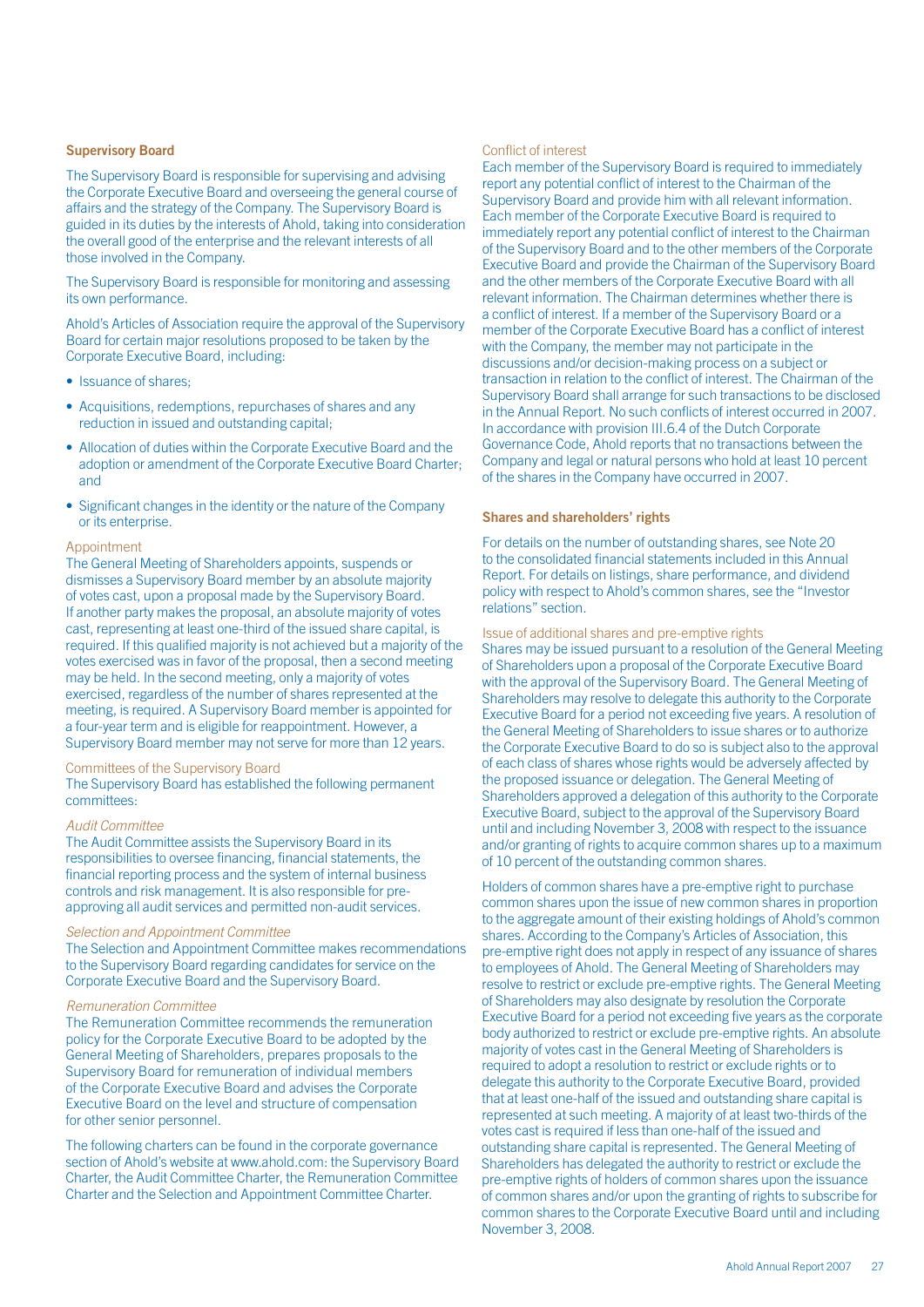## Supervisory Board

The Supervisory Board is responsible for supervising and advising the Corporate Executive Board and overseeing the general course of affairs and the strategy of the Company. The Supervisory Board is guided in its duties by the interests of Ahold, taking into consideration the overall good of the enterprise and the relevant interests of all those involved in the Company.

The Supervisory Board is responsible for monitoring and assessing its own performance.

Ahold's Articles of Association require the approval of the Supervisory Board for certain major resolutions proposed to be taken by the Corporate Executive Board, including:

- Issuance of shares;
- Acquisitions, redemptions, repurchases of shares and any reduction in issued and outstanding capital;
- Allocation of duties within the Corporate Executive Board and the adoption or amendment of the Corporate Executive Board Charter; and
- Significant changes in the identity or the nature of the Company or its enterprise.

### Appointment

The General Meeting of Shareholders appoints, suspends or dismisses a Supervisory Board member by an absolute majority of votes cast, upon a proposal made by the Supervisory Board. If another party makes the proposal, an absolute majority of votes cast, representing at least one-third of the issued share capital, is required. If this qualified majority is not achieved but a majority of the votes exercised was in favor of the proposal, then a second meeting may be held. In the second meeting, only a majority of votes exercised, regardless of the number of shares represented at the meeting, is required. A Supervisory Board member is appointed for a four-year term and is eligible for reappointment. However, a Supervisory Board member may not serve for more than 12 years.

### Committees of the Supervisory Board

The Supervisory Board has established the following permanent committees:

*Audit Committee*

The Audit Committee assists the Supervisory Board in its responsibilities to oversee financing, financial statements, the financial reporting process and the system of internal business controls and risk management. It is also responsible for pre-approving all audit services and permitted non-audit services.

*Selection and Appointment Committee*

The Selection and Appointment Committee makes recommendations to the Supervisory Board regarding candidates for service on the Corporate Executive Board and the Supervisory Board.

*Remuneration Committee*

The Remuneration Committee recommends the remuneration policy for the Corporate Executive Board to be adopted by the General Meeting of Shareholders, prepares proposals to the Supervisory Board for remuneration of individual members of the Corporate Executive Board and advises the Corporate Executive Board on the level and structure of compensation for other senior personnel.

The following charters can be found in the corporate governance section of Ahold's website at www.ahold.com: the Supervisory Board Charter, the Audit Committee Charter, the Remuneration Committee Charter and the Selection and Appointment Committee Charter.

### Conflict of interest

Each member of the Supervisory Board is required to immediately report any potential conflict of interest to the Chairman of the Supervisory Board and provide him with all relevant information. Each member of the Corporate Executive Board is required to immediately report any potential conflict of interest to the Chairman of the Supervisory Board and to the other members of the Corporate Executive Board and provide the Chairman of the Supervisory Board and the other members of the Corporate Executive Board with all relevant information. The Chairman determines whether there is a conflict of interest. If a member of the Supervisory Board or a member of the Corporate Executive Board has a conflict of interest with the Company, the member may not participate in the discussions and/or decision-making process on a subject or transaction in relation to the conflict of interest. The Chairman of the Supervisory Board shall arrange for such transactions to be disclosed in the Annual Report. No such conflicts of interest occurred in 2007. In accordance with provision III.6.4 of the Dutch Corporate Governance Code, Ahold reports that no transactions between the Company and legal or natural persons who hold at least 10 percent of the shares in the Company have occurred in 2007.

## Shares and shareholders' rights

For details on the number of outstanding shares, see Note 20 to the consolidated financial statements included in this Annual Report. For details on listings, share performance, and dividend policy with respect to Ahold's common shares, see the "Investor relations" section.

### Issue of additional shares and pre-emptive rights

Shares may be issued pursuant to a resolution of the General Meeting of Shareholders upon a proposal of the Corporate Executive Board with the approval of the Supervisory Board. The General Meeting of Shareholders may resolve to delegate this authority to the Corporate Executive Board for a period not exceeding five years. A resolution of the General Meeting of Shareholders to issue shares or to authorize the Corporate Executive Board to do so is subject also to the approval of each class of shares whose rights would be adversely affected by the proposed issuance or delegation. The General Meeting of Shareholders approved a delegation of this authority to the Corporate Executive Board, subject to the approval of the Supervisory Board until and including November 3, 2008 with respect to the issuance and/or granting of rights to acquire common shares up to a maximum of 10 percent of the outstanding common shares.

Holders of common shares have a pre-emptive right to purchase common shares upon the issue of new common shares in proportion to the aggregate amount of their existing holdings of Ahold's common shares. According to the Company's Articles of Association, this pre-emptive right does not apply in respect of any issuance of shares to employees of Ahold. The General Meeting of Shareholders may resolve to restrict or exclude pre-emptive rights. The General Meeting of Shareholders may also designate by resolution the Corporate Executive Board for a period not exceeding five years as the corporate body authorized to restrict or exclude pre-emptive rights. An absolute majority of votes cast in the General Meeting of Shareholders is required to adopt a resolution to restrict or exclude rights or to delegate this authority to the Corporate Executive Board, provided that at least one-half of the issued and outstanding share capital is represented at such meeting. A majority of at least two-thirds of the votes cast is required if less than one-half of the issued and outstanding share capital is represented. The General Meeting of Shareholders has delegated the authority to restrict or exclude the pre-emptive rights of holders of common shares upon the issuance of common shares and/or upon the granting of rights to subscribe for common shares to the Corporate Executive Board until and including November 3, 2008.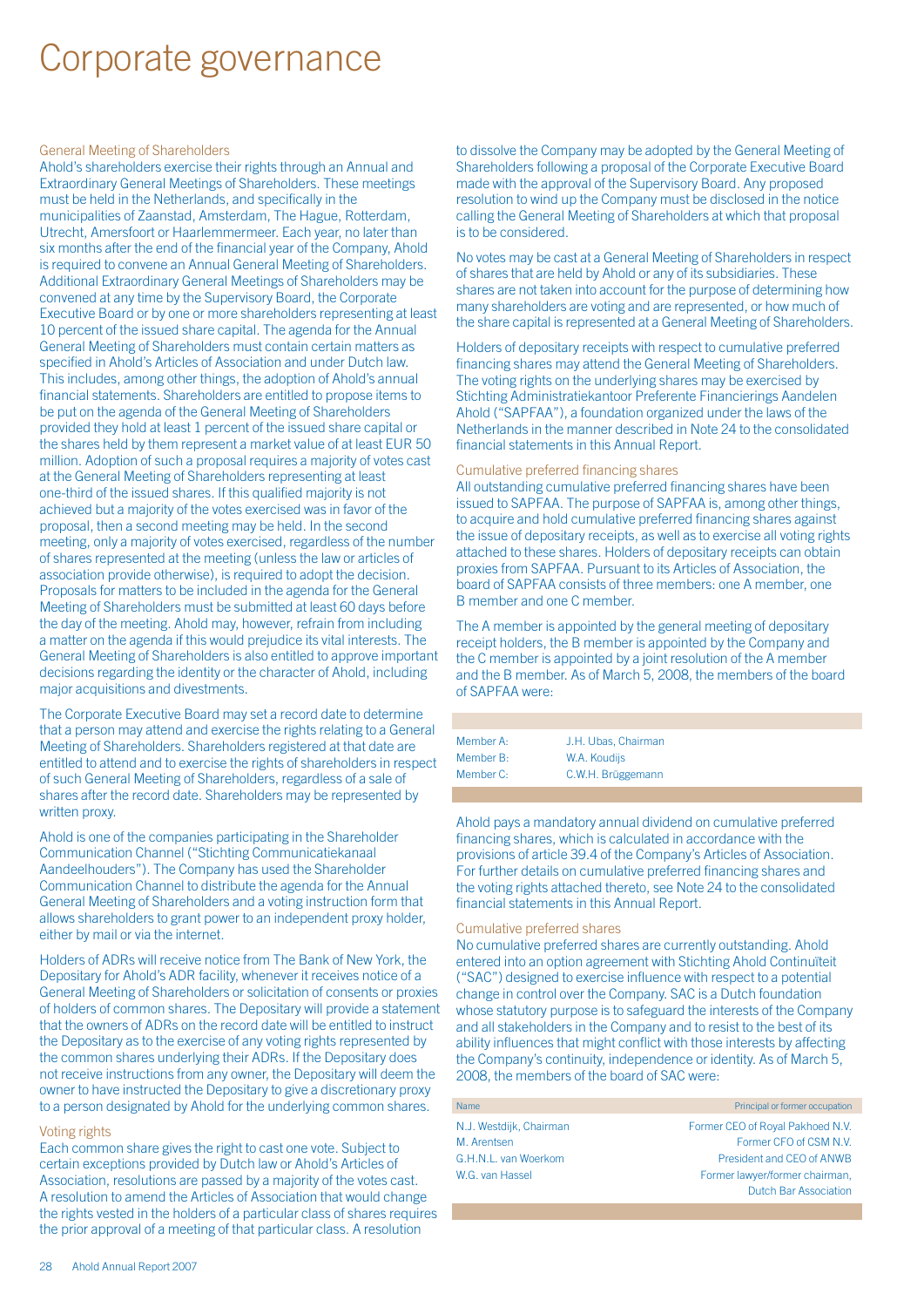# Corporate governance

### General Meeting of Shareholders

Ahold's shareholders exercise their rights through an Annual and Extraordinary General Meetings of Shareholders. These meetings must be held in the Netherlands, and specifically in the municipalities of Zaanstad, Amsterdam, The Hague, Rotterdam, Utrecht, Amersfoort or Haarlemmermeer. Each year, no later than six months after the end of the financial year of the Company, Ahold is required to convene an Annual General Meeting of Shareholders. Additional Extraordinary General Meetings of Shareholders may be convened at any time by the Supervisory Board, the Corporate Executive Board or by one or more shareholders representing at least 10 percent of the issued share capital. The agenda for the Annual General Meeting of Shareholders must contain certain matters as specified in Ahold's Articles of Association and under Dutch law. This includes, among other things, the adoption of Ahold's annual financial statements. Shareholders are entitled to propose items to be put on the agenda of the General Meeting of Shareholders provided they hold at least 1 percent of the issued share capital or the shares held by them represent a market value of at least EUR 50 million. Adoption of such a proposal requires a majority of votes cast at the General Meeting of Shareholders representing at least one-third of the issued shares. If this qualified majority is not achieved but a majority of the votes exercised was in favor of the proposal, then a second meeting may be held. In the second meeting, only a majority of votes exercised, regardless of the number of shares represented at the meeting (unless the law or articles of association provide otherwise), is required to adopt the decision. Proposals for matters to be included in the agenda for the General Meeting of Shareholders must be submitted at least 60 days before the day of the meeting. Ahold may, however, refrain from including a matter on the agenda if this would prejudice its vital interests. The General Meeting of Shareholders is also entitled to approve important decisions regarding the identity or the character of Ahold, including major acquisitions and divestments.

The Corporate Executive Board may set a record date to determine that a person may attend and exercise the rights relating to a General Meeting of Shareholders. Shareholders registered at that date are entitled to attend and to exercise the rights of shareholders in respect of such General Meeting of Shareholders, regardless of a sale of shares after the record date. Shareholders may be represented by written proxy.

Ahold is one of the companies participating in the Shareholder Communication Channel ("Stichting Communicatiekanaal Aandeelhouders"). The Company has used the Shareholder Communication Channel to distribute the agenda for the Annual General Meeting of Shareholders and a voting instruction form that allows shareholders to grant power to an independent proxy holder, either by mail or via the internet.

Holders of ADRs will receive notice from The Bank of New York, the Depositary for Ahold's ADR facility, whenever it receives notice of a General Meeting of Shareholders or solicitation of consents or proxies of holders of common shares. The Depositary will provide a statement that the owners of ADRs on the record date will be entitled to instruct the Depositary as to the exercise of any voting rights represented by the common shares underlying their ADRs. If the Depositary does not receive instructions from any owner, the Depositary will deem the owner to have instructed the Depositary to give a discretionary proxy to a person designated by Ahold for the underlying common shares.

### Voting rights

Each common share gives the right to cast one vote. Subject to certain exceptions provided by Dutch law or Ahold's Articles of Association, resolutions are passed by a majority of the votes cast. A resolution to amend the Articles of Association that would change the rights vested in the holders of a particular class of shares requires the prior approval of a meeting of that particular class. A resolution to dissolve the Company may be adopted by the General Meeting of Shareholders following a proposal of the Corporate Executive Board made with the approval of the Supervisory Board. Any proposed resolution to wind up the Company must be disclosed in the notice calling the General Meeting of Shareholders at which that proposal is to be considered.

No votes may be cast at a General Meeting of Shareholders in respect of shares that are held by Ahold or any of its subsidiaries. These shares are not taken into account for the purpose of determining how many shareholders are voting and are represented, or how much of the share capital is represented at a General Meeting of Shareholders.

Holders of depositary receipts with respect to cumulative preferred financing shares may attend the General Meeting of Shareholders. The voting rights on the underlying shares may be exercised by Stichting Administratiekantoor Preferente Financierings Aandelen Ahold ("SAPFAA"), a foundation organized under the laws of the Netherlands in the manner described in Note 24 to the consolidated financial statements in this Annual Report.

### Cumulative preferred financing shares

All outstanding cumulative preferred financing shares have been issued to SAPFAA. The purpose of SAPFAA is, among other things, to acquire and hold cumulative preferred financing shares against the issue of depositary receipts, as well as to exercise all voting rights attached to these shares. Holders of depositary receipts can obtain proxies from SAPFAA. Pursuant to its Articles of Association, the board of SAPFAA consists of three members: one A member, one B member and one C member.

The A member is appointed by the general meeting of depositary receipt holders, the B member is appointed by the Company and the C member is appointed by a joint resolution of the A member and the B member. As of March 5, 2008, the members of the board of SAPFAA were:

| | |
|---|---|
| Member A: | J.H. Ubas, Chairman |
| Member B: | W.A. Koudijs |
| Member C: | C.W.H. Brüggemann |

Ahold pays a mandatory annual dividend on cumulative preferred financing shares, which is calculated in accordance with the provisions of article 39.4 of the Company's Articles of Association. For further details on cumulative preferred financing shares and the voting rights attached thereto, see Note 24 to the consolidated financial statements in this Annual Report.

### Cumulative preferred shares

No cumulative preferred shares are currently outstanding. Ahold entered into an option agreement with Stichting Ahold Continuïteit ("SAC") designed to exercise influence with respect to a potential change in control over the Company. SAC is a Dutch foundation whose statutory purpose is to safeguard the interests of the Company and all stakeholders in the Company and to resist to the best of its ability influences that might conflict with those interests by affecting the Company's continuity, independence or identity. As of March 5, 2008, the members of the board of SAC were:

| Name | Principal or former occupation |
|---|---|
| N.J. Westdijk, Chairman | Former CEO of Royal Pakhoed N.V. |
| M. Arentsen | Former CFO of CSM N.V. |
| G.H.N.L. van Woerkom | President and CEO of ANWB |
| W.G. van Hassel | Former lawyer/former chairman, Dutch Bar Association |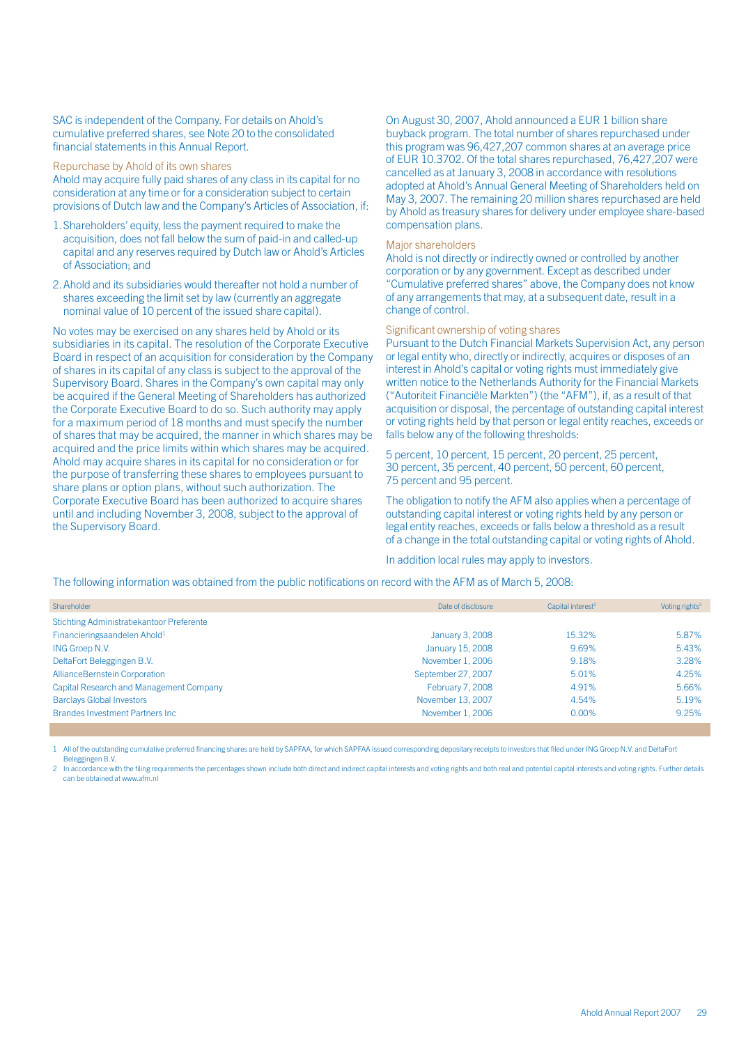SAC is independent of the Company. For details on Ahold's cumulative preferred shares, see Note 20 to the consolidated financial statements in this Annual Report.

### Repurchase by Ahold of its own shares

Ahold may acquire fully paid shares of any class in its capital for no consideration at any time or for a consideration subject to certain provisions of Dutch law and the Company's Articles of Association, if:

1. Shareholders' equity, less the payment required to make the acquisition, does not fall below the sum of paid-in and called-up capital and any reserves required by Dutch law or Ahold's Articles of Association; and
2. Ahold and its subsidiaries would thereafter not hold a number of shares exceeding the limit set by law (currently an aggregate nominal value of 10 percent of the issued share capital).

No votes may be exercised on any shares held by Ahold or its subsidiaries in its capital. The resolution of the Corporate Executive Board in respect of an acquisition for consideration by the Company of shares in its capital of any class is subject to the approval of the Supervisory Board. Shares in the Company's own capital may only be acquired if the General Meeting of Shareholders has authorized the Corporate Executive Board to do so. Such authority may apply for a maximum period of 18 months and must specify the number of shares that may be acquired, the manner in which shares may be acquired and the price limits within which shares may be acquired. Ahold may acquire shares in its capital for no consideration or for the purpose of transferring these shares to employees pursuant to share plans or option plans, without such authorization. The Corporate Executive Board has been authorized to acquire shares until and including November 3, 2008, subject to the approval of the Supervisory Board.

On August 30, 2007, Ahold announced a EUR 1 billion share buyback program. The total number of shares repurchased under this program was 96,427,207 common shares at an average price of EUR 10.3702. Of the total shares repurchased, 76,427,207 were cancelled as at January 3, 2008 in accordance with resolutions adopted at Ahold's Annual General Meeting of Shareholders held on May 3, 2007. The remaining 20 million shares repurchased are held by Ahold as treasury shares for delivery under employee share-based compensation plans.

### Major shareholders

Ahold is not directly or indirectly owned or controlled by another corporation or by any government. Except as described under "Cumulative preferred shares" above, the Company does not know of any arrangements that may, at a subsequent date, result in a change of control.

### Significant ownership of voting shares

Pursuant to the Dutch Financial Markets Supervision Act, any person or legal entity who, directly or indirectly, acquires or disposes of an interest in Ahold's capital or voting rights must immediately give written notice to the Netherlands Authority for the Financial Markets ("Autoriteit Financiële Markten") (the "AFM"), if, as a result of that acquisition or disposal, the percentage of outstanding capital interest or voting rights held by that person or legal entity reaches, exceeds or falls below any of the following thresholds:

5 percent, 10 percent, 15 percent, 20 percent, 25 percent, 30 percent, 35 percent, 40 percent, 50 percent, 60 percent, 75 percent and 95 percent.

The obligation to notify the AFM also applies when a percentage of outstanding capital interest or voting rights held by any person or legal entity reaches, exceeds or falls below a threshold as a result of a change in the total outstanding capital or voting rights of Ahold.

In addition local rules may apply to investors.

The following information was obtained from the public notifications on record with the AFM as of March 5, 2008:

| Shareholder | Date of disclosure | Capital interest[2] | Voting rights[2] |
|---|---|---|---|
| Stichting Administratiekantoor Preferente Financieringsaandelen Ahold[1] | January 3, 2008 | 15.32% | 5.87% |
| ING Groep N.V. | January 15, 2008 | 9.69% | 5.43% |
| DeltaFort Beleggingen B.V. | November 1, 2006 | 9.18% | 3.28% |
| AllianceBernstein Corporation | September 27, 2007 | 5.01% | 4.25% |
| Capital Research and Management Company | February 7, 2008 | 4.91% | 5.66% |
| Barclays Global Investors | November 13, 2007 | 4.54% | 5.19% |
| Brandes Investment Partners Inc | November 1, 2006 | 0.00% | 9.25% |

1 All of the outstanding cumulative preferred financing shares are held by SAPFAA, for which SAPFAA issued corresponding depositary receipts to investors that filed under ING Groep N.V. and DeltaFort Beleggingen B.V.

2 In accordance with the filing requirements the percentages shown include both direct and indirect capital interests and voting rights and both real and potential capital interests and voting rights. Further details can be obtained at www.afm.nl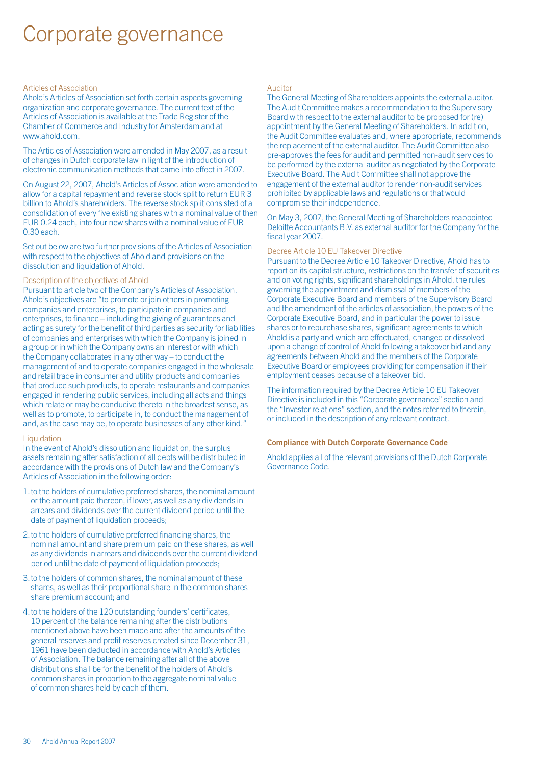# Corporate governance

### Articles of Association

Ahold's Articles of Association set forth certain aspects governing organization and corporate governance. The current text of the Articles of Association is available at the Trade Register of the Chamber of Commerce and Industry for Amsterdam and at www.ahold.com.

The Articles of Association were amended in May 2007, as a result of changes in Dutch corporate law in light of the introduction of electronic communication methods that came into effect in 2007.

On August 22, 2007, Ahold's Articles of Association were amended to allow for a capital repayment and reverse stock split to return EUR 3 billion to Ahold's shareholders. The reverse stock split consisted of a consolidation of every five existing shares with a nominal value of then EUR 0.24 each, into four new shares with a nominal value of EUR 0.30 each.

Set out below are two further provisions of the Articles of Association with respect to the objectives of Ahold and provisions on the dissolution and liquidation of Ahold.

### Description of the objectives of Ahold

Pursuant to article two of the Company's Articles of Association, Ahold's objectives are "to promote or join others in promoting companies and enterprises, to participate in companies and enterprises, to finance – including the giving of guarantees and acting as surety for the benefit of third parties as security for liabilities of companies and enterprises with which the Company is joined in a group or in which the Company owns an interest or with which the Company collaborates in any other way – to conduct the management of and to operate companies engaged in the wholesale and retail trade in consumer and utility products and companies that produce such products, to operate restaurants and companies engaged in rendering public services, including all acts and things which relate or may be conducive thereto in the broadest sense, as well as to promote, to participate in, to conduct the management of and, as the case may be, to operate businesses of any other kind."

### Liquidation

In the event of Ahold's dissolution and liquidation, the surplus assets remaining after satisfaction of all debts will be distributed in accordance with the provisions of Dutch law and the Company's Articles of Association in the following order:

1. to the holders of cumulative preferred shares, the nominal amount or the amount paid thereon, if lower, as well as any dividends in arrears and dividends over the current dividend period until the date of payment of liquidation proceeds;
2. to the holders of cumulative preferred financing shares, the nominal amount and share premium paid on these shares, as well as any dividends in arrears and dividends over the current dividend period until the date of payment of liquidation proceeds;
3. to the holders of common shares, the nominal amount of these shares, as well as their proportional share in the common shares share premium account; and
4. to the holders of the 120 outstanding founders' certificates, 10 percent of the balance remaining after the distributions mentioned above have been made and after the amounts of the general reserves and profit reserves created since December 31, 1961 have been deducted in accordance with Ahold's Articles of Association. The balance remaining after all of the above distributions shall be for the benefit of the holders of Ahold's common shares in proportion to the aggregate nominal value of common shares held by each of them.

### Auditor

The General Meeting of Shareholders appoints the external auditor. The Audit Committee makes a recommendation to the Supervisory Board with respect to the external auditor to be proposed for (re) appointment by the General Meeting of Shareholders. In addition, the Audit Committee evaluates and, where appropriate, recommends the replacement of the external auditor. The Audit Committee also pre-approves the fees for audit and permitted non-audit services to be performed by the external auditor as negotiated by the Corporate Executive Board. The Audit Committee shall not approve the engagement of the external auditor to render non-audit services prohibited by applicable laws and regulations or that would compromise their independence.

On May 3, 2007, the General Meeting of Shareholders reappointed Deloitte Accountants B.V. as external auditor for the Company for the fiscal year 2007.

### Decree Article 10 EU Takeover Directive

Pursuant to the Decree Article 10 Takeover Directive, Ahold has to report on its capital structure, restrictions on the transfer of securities and on voting rights, significant shareholdings in Ahold, the rules governing the appointment and dismissal of members of the Corporate Executive Board and members of the Supervisory Board and the amendment of the articles of association, the powers of the Corporate Executive Board, and in particular the power to issue shares or to repurchase shares, significant agreements to which Ahold is a party and which are effectuated, changed or dissolved upon a change of control of Ahold following a takeover bid and any agreements between Ahold and the members of the Corporate Executive Board or employees providing for compensation if their employment ceases because of a takeover bid.

The information required by the Decree Article 10 EU Takeover Directive is included in this "Corporate governance" section and the "Investor relations" section, and the notes referred to therein, or included in the description of any relevant contract.

## Compliance with Dutch Corporate Governance Code

Ahold applies all of the relevant provisions of the Dutch Corporate Governance Code.